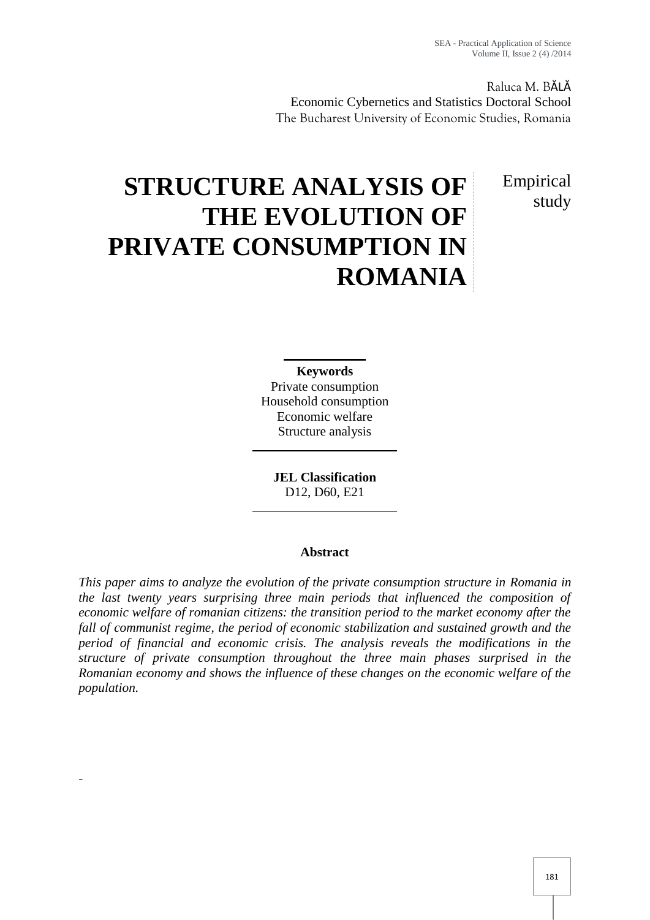Raluca M. BĂLĂ
Economic Cybernetics and Statistics Doctoral School
The Bucharest University of Economic Studies, Romania

# STRUCTURE ANALYSIS OF THE EVOLUTION OF PRIVATE CONSUMPTION IN ROMANIA

Empirical study

**Keywords**
Private consumption
Household consumption
Economic welfare
Structure analysis

**JEL Classification**
D12, D60, E21

**Abstract**

*This paper aims to analyze the evolution of the private consumption structure in Romania in the last twenty years surprising three main periods that influenced the composition of economic welfare of romanian citizens: the transition period to the market economy after the fall of communist regime, the period of economic stabilization and sustained growth and the period of financial and economic crisis. The analysis reveals the modifications in the structure of private consumption throughout the three main phases surprised in the Romanian economy and shows the influence of these changes on the economic welfare of the population.*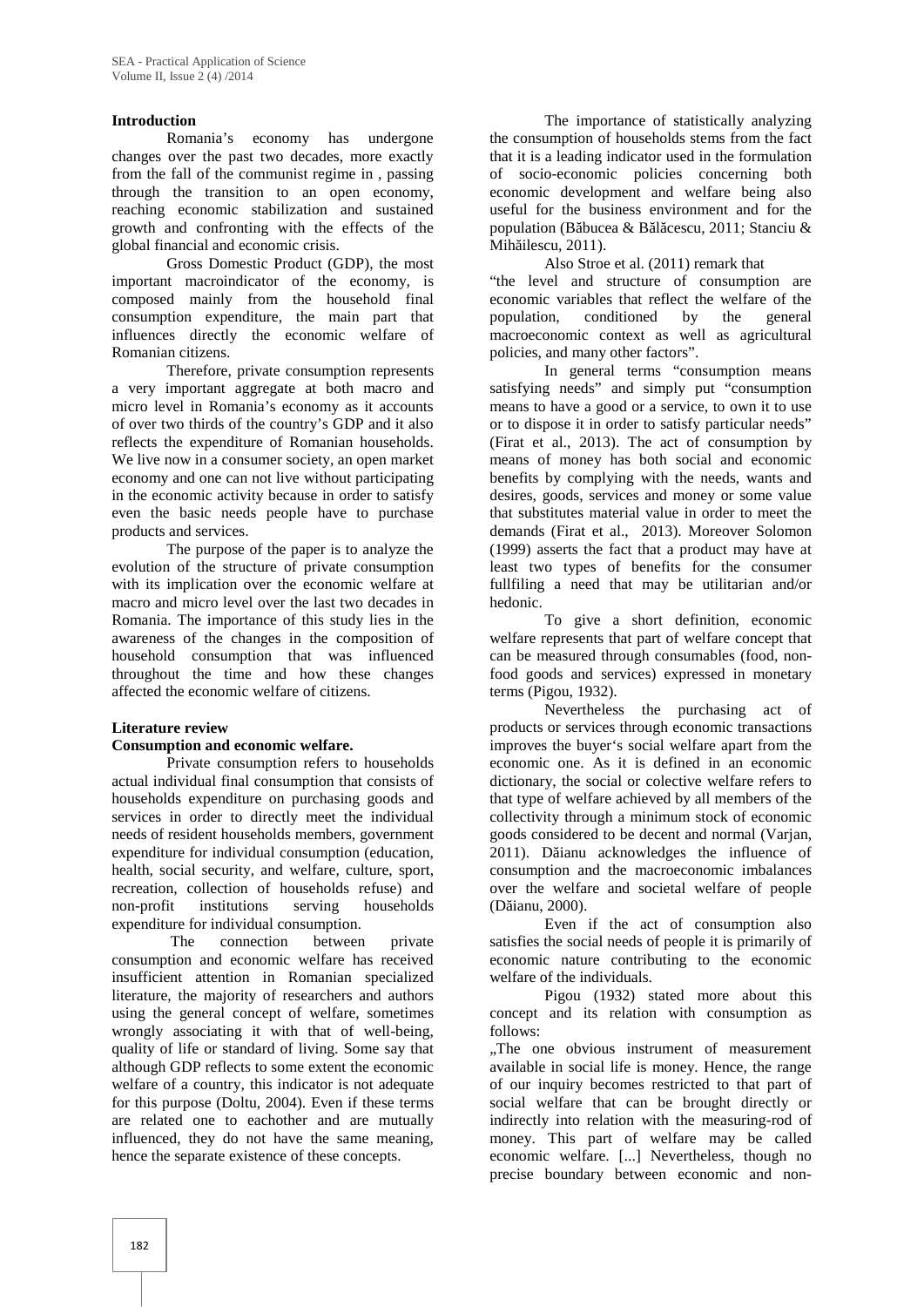## Introduction

Romania's economy has undergone changes over the past two decades, more exactly from the fall of the communist regime in , passing through the transition to an open economy, reaching economic stabilization and sustained growth and confronting with the effects of the global financial and economic crisis.

Gross Domestic Product (GDP), the most important macroindicator of the economy, is composed mainly from the household final consumption expenditure, the main part that influences directly the economic welfare of Romanian citizens.

Therefore, private consumption represents a very important aggregate at both macro and micro level in Romania's economy as it accounts of over two thirds of the country's GDP and it also reflects the expenditure of Romanian households. We live now in a consumer society, an open market economy and one can not live without participating in the economic activity because in order to satisfy even the basic needs people have to purchase products and services.

The purpose of the paper is to analyze the evolution of the structure of private consumption with its implication over the economic welfare at macro and micro level over the last two decades in Romania. The importance of this study lies in the awareness of the changes in the composition of household consumption that was influenced throughout the time and how these changes affected the economic welfare of citizens.

## Literature review

### Consumption and economic welfare.

Private consumption refers to households actual individual final consumption that consists of households expenditure on purchasing goods and services in order to directly meet the individual needs of resident households members, government expenditure for individual consumption (education, health, social security, and welfare, culture, sport, recreation, collection of households refuse) and non-profit institutions serving households expenditure for individual consumption.

The connection between private consumption and economic welfare has received insufficient attention in Romanian specialized literature, the majority of researchers and authors using the general concept of welfare, sometimes wrongly associating it with that of well-being, quality of life or standard of living. Some say that although GDP reflects to some extent the economic welfare of a country, this indicator is not adequate for this purpose (Doltu, 2004). Even if these terms are related one to eachother and are mutually influenced, they do not have the same meaning, hence the separate existence of these concepts.

The importance of statistically analyzing the consumption of households stems from the fact that it is a leading indicator used in the formulation of socio-economic policies concerning both economic development and welfare being also useful for the business environment and for the population (Băbucea & Bălăcescu, 2011; Stanciu & Mihăilescu, 2011).

Also Stroe et al. (2011) remark that "the level and structure of consumption are economic variables that reflect the welfare of the population, conditioned by the general macroeconomic context as well as agricultural policies, and many other factors".

In general terms "consumption means satisfying needs" and simply put "consumption means to have a good or a service, to own it to use or to dispose it in order to satisfy particular needs" (Firat et al., 2013). The act of consumption by means of money has both social and economic benefits by complying with the needs, wants and desires, goods, services and money or some value that substitutes material value in order to meet the demands (Firat et al., 2013). Moreover Solomon (1999) asserts the fact that a product may have at least two types of benefits for the consumer fullfiling a need that may be utilitarian and/or hedonic.

To give a short definition, economic welfare represents that part of welfare concept that can be measured through consumables (food, non-food goods and services) expressed in monetary terms (Pigou, 1932).

Nevertheless the purchasing act of products or services through economic transactions improves the buyer's social welfare apart from the economic one. As it is defined in an economic dictionary, the social or colective welfare refers to that type of welfare achieved by all members of the collectivity through a minimum stock of economic goods considered to be decent and normal (Varjan, 2011). Dăianu acknowledges the influence of consumption and the macroeconomic imbalances over the welfare and societal welfare of people (Dăianu, 2000).

Even if the act of consumption also satisfies the social needs of people it is primarily of economic nature contributing to the economic welfare of the individuals.

Pigou (1932) stated more about this concept and its relation with consumption as follows:

„The one obvious instrument of measurement available in social life is money. Hence, the range of our inquiry becomes restricted to that part of social welfare that can be brought directly or indirectly into relation with the measuring-rod of money. This part of welfare may be called economic welfare. [...] Nevertheless, though no precise boundary between economic and non-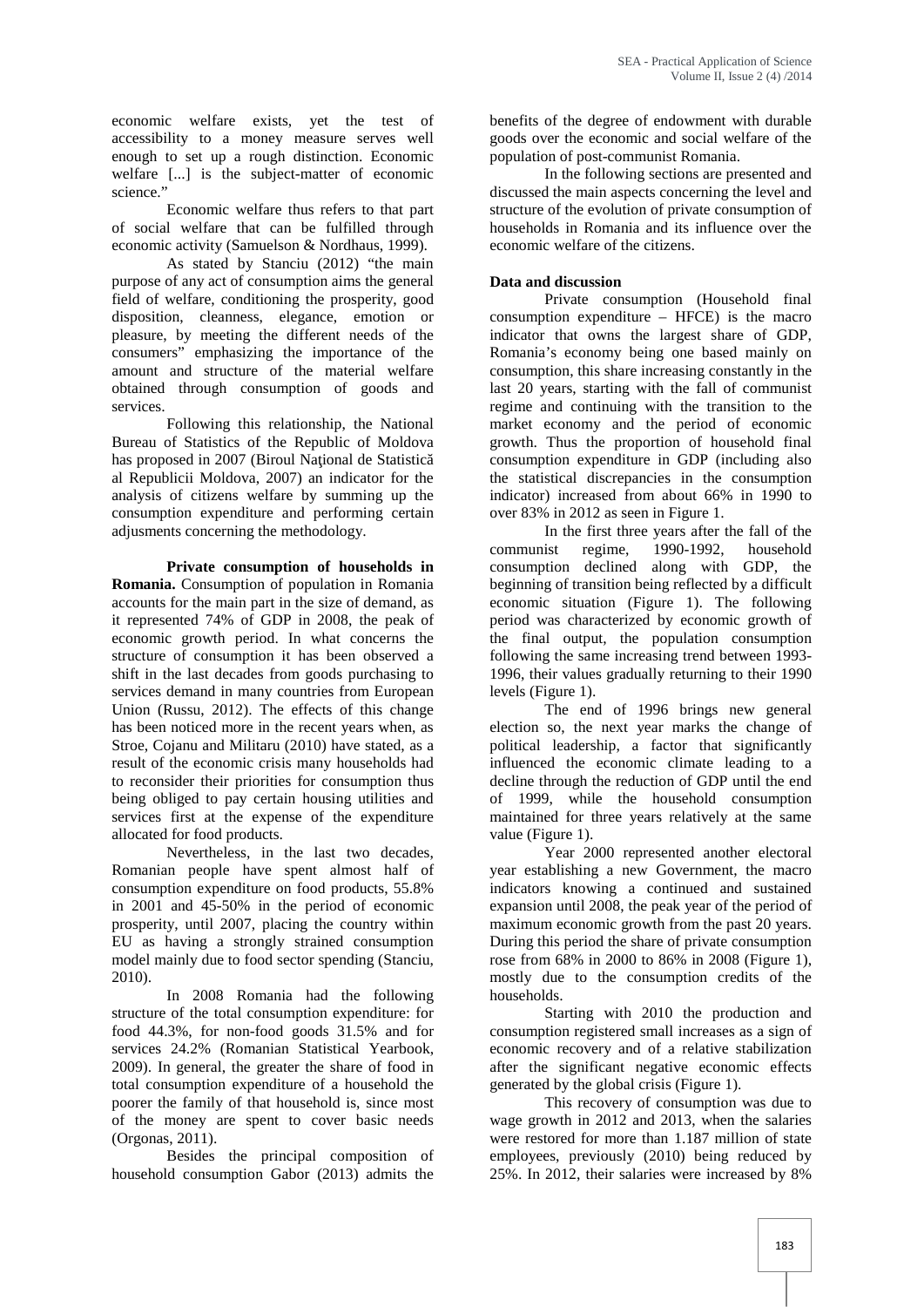economic welfare exists, yet the test of accessibility to a money measure serves well enough to set up a rough distinction. Economic welfare [...] is the subject-matter of economic science."

Economic welfare thus refers to that part of social welfare that can be fulfilled through economic activity (Samuelson & Nordhaus, 1999).

As stated by Stanciu (2012) "the main purpose of any act of consumption aims the general field of welfare, conditioning the prosperity, good disposition, cleanness, elegance, emotion or pleasure, by meeting the different needs of the consumers" emphasizing the importance of the amount and structure of the material welfare obtained through consumption of goods and services.

Following this relationship, the National Bureau of Statistics of the Republic of Moldova has proposed in 2007 (Biroul Naţional de Statistică al Republicii Moldova, 2007) an indicator for the analysis of citizens welfare by summing up the consumption expenditure and performing certain adjusments concerning the methodology.

**Private consumption of households in Romania.** Consumption of population in Romania accounts for the main part in the size of demand, as it represented 74% of GDP in 2008, the peak of economic growth period. In what concerns the structure of consumption it has been observed a shift in the last decades from goods purchasing to services demand in many countries from European Union (Russu, 2012). The effects of this change has been noticed more in the recent years when, as Stroe, Cojanu and Militaru (2010) have stated, as a result of the economic crisis many households had to reconsider their priorities for consumption thus being obliged to pay certain housing utilities and services first at the expense of the expenditure allocated for food products.

Nevertheless, in the last two decades, Romanian people have spent almost half of consumption expenditure on food products, 55.8% in 2001 and 45-50% in the period of economic prosperity, until 2007, placing the country within EU as having a strongly strained consumption model mainly due to food sector spending (Stanciu, 2010).

In 2008 Romania had the following structure of the total consumption expenditure: for food 44.3%, for non-food goods 31.5% and for services 24.2% (Romanian Statistical Yearbook, 2009). In general, the greater the share of food in total consumption expenditure of a household the poorer the family of that household is, since most of the money are spent to cover basic needs (Orgonas, 2011).

Besides the principal composition of household consumption Gabor (2013) admits the benefits of the degree of endowment with durable goods over the economic and social welfare of the population of post-communist Romania.

In the following sections are presented and discussed the main aspects concerning the level and structure of the evolution of private consumption of households in Romania and its influence over the economic welfare of the citizens.

**Data and discussion**

Private consumption (Household final consumption expenditure – HFCE) is the macro indicator that owns the largest share of GDP, Romania's economy being one based mainly on consumption, this share increasing constantly in the last 20 years, starting with the fall of communist regime and continuing with the transition to the market economy and the period of economic growth. Thus the proportion of household final consumption expenditure in GDP (including also the statistical discrepancies in the consumption indicator) increased from about 66% in 1990 to over 83% in 2012 as seen in Figure 1.

In the first three years after the fall of the communist regime, 1990-1992, household consumption declined along with GDP, the beginning of transition being reflected by a difficult economic situation (Figure 1). The following period was characterized by economic growth of the final output, the population consumption following the same increasing trend between 1993-1996, their values gradually returning to their 1990 levels (Figure 1).

The end of 1996 brings new general election so, the next year marks the change of political leadership, a factor that significantly influenced the economic climate leading to a decline through the reduction of GDP until the end of 1999, while the household consumption maintained for three years relatively at the same value (Figure 1).

Year 2000 represented another electoral year establishing a new Government, the macro indicators knowing a continued and sustained expansion until 2008, the peak year of the period of maximum economic growth from the past 20 years. During this period the share of private consumption rose from 68% in 2000 to 86% in 2008 (Figure 1), mostly due to the consumption credits of the households.

Starting with 2010 the production and consumption registered small increases as a sign of economic recovery and of a relative stabilization after the significant negative economic effects generated by the global crisis (Figure 1).

This recovery of consumption was due to wage growth in 2012 and 2013, when the salaries were restored for more than 1.187 million of state employees, previously (2010) being reduced by 25%. In 2012, their salaries were increased by 8%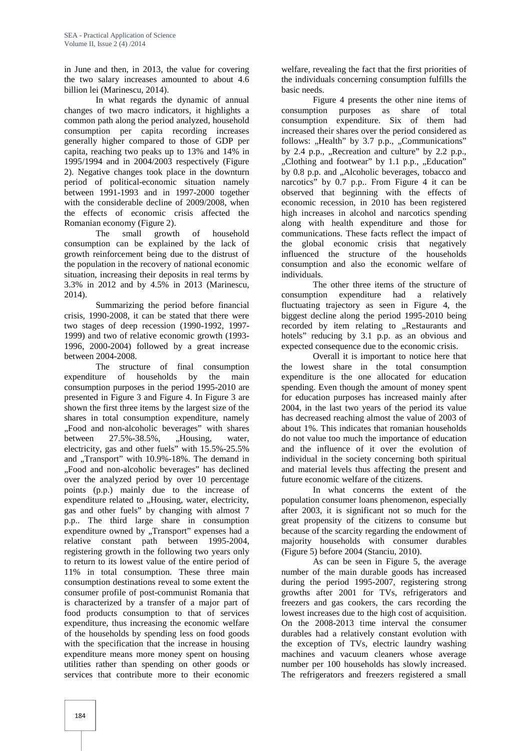in June and then, in 2013, the value for covering the two salary increases amounted to about 4.6 billion lei (Marinescu, 2014).

In what regards the dynamic of annual changes of two macro indicators, it highlights a common path along the period analyzed, household consumption per capita recording increases generally higher compared to those of GDP per capita, reaching two peaks up to 13% and 14% in 1995/1994 and in 2004/2003 respectively (Figure 2). Negative changes took place in the downturn period of political-economic situation namely between 1991-1993 and in 1997-2000 together with the considerable decline of 2009/2008, when the effects of economic crisis affected the Romanian economy (Figure 2).

The small growth of household consumption can be explained by the lack of growth reinforcement being due to the distrust of the population in the recovery of national economic situation, increasing their deposits in real terms by 3.3% in 2012 and by 4.5% in 2013 (Marinescu, 2014).

Summarizing the period before financial crisis, 1990-2008, it can be stated that there were two stages of deep recession (1990-1992, 1997-1999) and two of relative economic growth (1993-1996, 2000-2004) followed by a great increase between 2004-2008.

The structure of final consumption expenditure of households by the main consumption purposes in the period 1995-2010 are presented in Figure 3 and Figure 4. In Figure 3 are shown the first three items by the largest size of the shares in total consumption expenditure, namely „Food and non-alcoholic beverages" with shares between 27.5%-38.5%, „Housing, water, electricity, gas and other fuels" with 15.5%-25.5% and „Transport" with 10.9%-18%. The demand in „Food and non-alcoholic beverages" has declined over the analyzed period by over 10 percentage points (p.p.) mainly due to the increase of expenditure related to „Housing, water, electricity, gas and other fuels" by changing with almost 7 p.p.. The third large share in consumption expenditure owned by „Transport" expenses had a relative constant path between 1995-2004, registering growth in the following two years only to return to its lowest value of the entire period of 11% in total consumption. These three main consumption destinations reveal to some extent the consumer profile of post-communist Romania that is characterized by a transfer of a major part of food products consumption to that of services expenditure, thus increasing the economic welfare of the households by spending less on food goods with the specification that the increase in housing expenditure means more money spent on housing utilities rather than spending on other goods or services that contribute more to their economic welfare, revealing the fact that the first priorities of the individuals concerning consumption fulfills the basic needs.

Figure 4 presents the other nine items of consumption purposes as share of total consumption expenditure. Six of them had increased their shares over the period considered as follows: „Health" by 3.7 p.p., „Communications" by 2.4 p.p., „Recreation and culture" by 2.2 p.p., „Clothing and footwear" by 1.1 p.p., „Education" by 0.8 p.p. and „Alcoholic beverages, tobacco and narcotics" by 0.7 p.p.. From Figure 4 it can be observed that beginning with the effects of economic recession, in 2010 has been registered high increases in alcohol and narcotics spending along with health expenditure and those for communications. These facts reflect the impact of the global economic crisis that negatively influenced the structure of the households consumption and also the economic welfare of individuals.

The other three items of the structure of consumption expenditure had a relatively fluctuating trajectory as seen in Figure 4, the biggest decline along the period 1995-2010 being recorded by item relating to „Restaurants and hotels" reducing by 3.1 p.p. as an obvious and expected consequence due to the economic crisis.

Overall it is important to notice here that the lowest share in the total consumption expenditure is the one allocated for education spending. Even though the amount of money spent for education purposes has increased mainly after 2004, in the last two years of the period its value has decreased reaching almost the value of 2003 of about 1%. This indicates that romanian households do not value too much the importance of education and the influence of it over the evolution of individual in the society concerning both spiritual and material levels thus affecting the present and future economic welfare of the citizens.

In what concerns the extent of the population consumer loans phenomenon, especially after 2003, it is significant not so much for the great propensity of the citizens to consume but because of the scarcity regarding the endowment of majority households with consumer durables (Figure 5) before 2004 (Stanciu, 2010).

As can be seen in Figure 5, the average number of the main durable goods has increased during the period 1995-2007, registering strong growths after 2001 for TVs, refrigerators and freezers and gas cookers, the cars recording the lowest increases due to the high cost of acquisition. On the 2008-2013 time interval the consumer durables had a relatively constant evolution with the exception of TVs, electric laundry washing machines and vacuum cleaners whose average number per 100 households has slowly increased. The refrigerators and freezers registered a small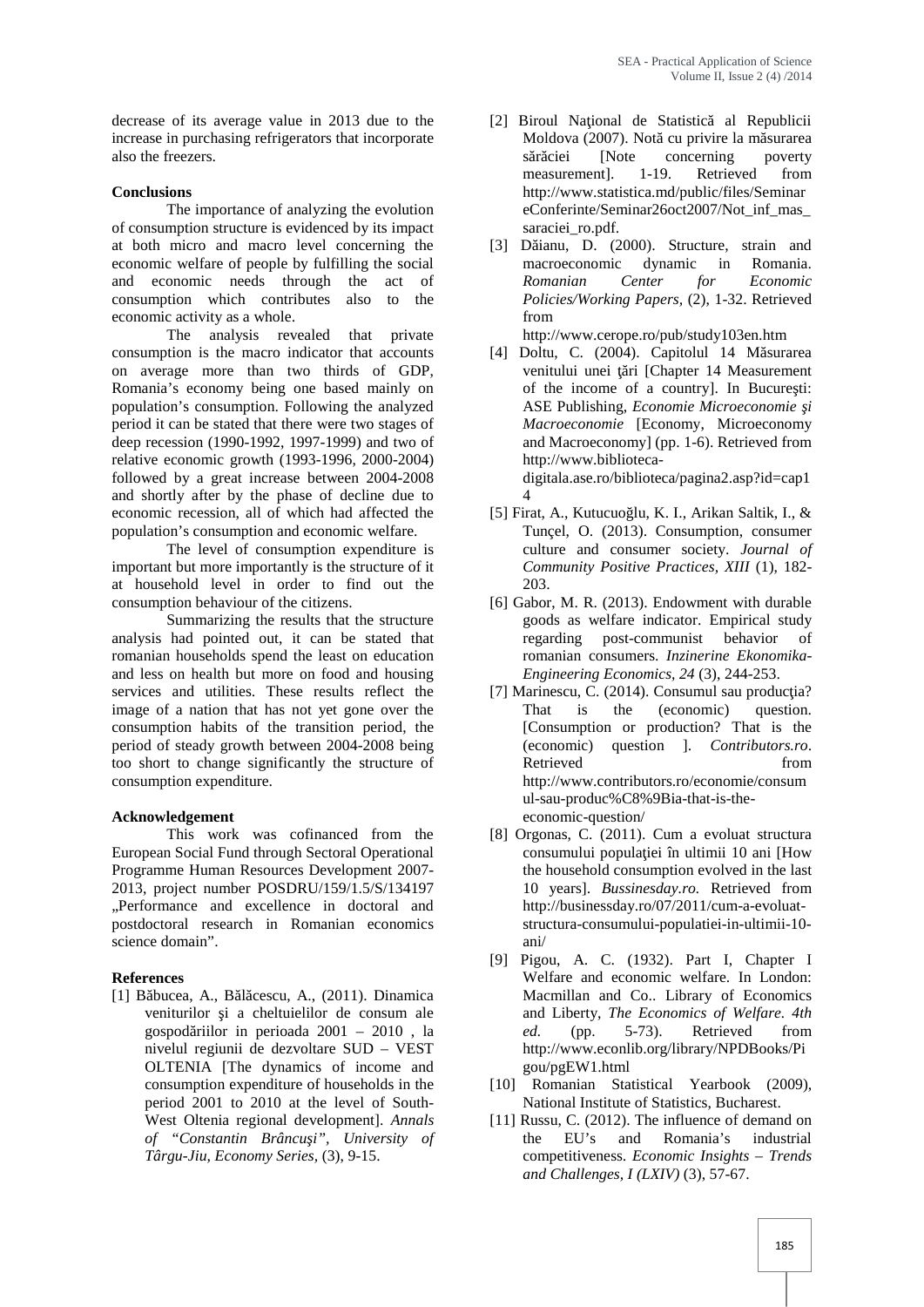decrease of its average value in 2013 due to the increase in purchasing refrigerators that incorporate also the freezers.

**Conclusions**

The importance of analyzing the evolution of consumption structure is evidenced by its impact at both micro and macro level concerning the economic welfare of people by fulfilling the social and economic needs through the act of consumption which contributes also to the economic activity as a whole.

The analysis revealed that private consumption is the macro indicator that accounts on average more than two thirds of GDP, Romania's economy being one based mainly on population's consumption. Following the analyzed period it can be stated that there were two stages of deep recession (1990-1992, 1997-1999) and two of relative economic growth (1993-1996, 2000-2004) followed by a great increase between 2004-2008 and shortly after by the phase of decline due to economic recession, all of which had affected the population's consumption and economic welfare.

The level of consumption expenditure is important but more importantly is the structure of it at household level in order to find out the consumption behaviour of the citizens.

Summarizing the results that the structure analysis had pointed out, it can be stated that romanian households spend the least on education and less on health but more on food and housing services and utilities. These results reflect the image of a nation that has not yet gone over the consumption habits of the transition period, the period of steady growth between 2004-2008 being too short to change significantly the structure of consumption expenditure.

**Acknowledgement**

This work was cofinanced from the European Social Fund through Sectoral Operational Programme Human Resources Development 2007-2013, project number POSDRU/159/1.5/S/134197 „Performance and excellence in doctoral and postdoctoral research in Romanian economics science domain".

**References**

[1] Băbucea, A., Bălăcescu, A., (2011). Dinamica veniturilor şi a cheltuielilor de consum ale gospodăriilor in perioada 2001 – 2010 , la nivelul regiunii de dezvoltare SUD – VEST OLTENIA [The dynamics of income and consumption expenditure of households in the period 2001 to 2010 at the level of South-West Oltenia regional development]. *Annals of "Constantin Brâncuşi", University of Târgu-Jiu, Economy Series,* (3), 9-15.

[2] Biroul Naţional de Statistică al Republicii Moldova (2007). Notă cu privire la măsurarea sărăciei [Note concerning poverty measurement]. 1-19. Retrieved from http://www.statistica.md/public/files/SeminareConferinte/Seminar26oct2007/Not_inf_mas_saraciei_ro.pdf.

[3] Dăianu, D. (2000). Structure, strain and macroeconomic dynamic in Romania. *Romanian Center for Economic Policies/Working Papers*, (2), 1-32. Retrieved from http://www.cerope.ro/pub/study103en.htm

[4] Doltu, C. (2004). Capitolul 14 Măsurarea venitului unei ţări [Chapter 14 Measurement of the income of a country]. In Bucureşti: ASE Publishing, *Economie Microeconomie şi Macroeconomie* [Economy, Microeconomy and Macroeconomy] (pp. 1-6). Retrieved from http://www.biblioteca-digitala.ase.ro/biblioteca/pagina2.asp?id=cap14

[5] Firat, A., Kutucuoğlu, K. I., Arikan Saltik, I., & Tunçel, O. (2013). Consumption, consumer culture and consumer society. *Journal of Community Positive Practices, XIII* (1), 182-203.

[6] Gabor, M. R. (2013). Endowment with durable goods as welfare indicator. Empirical study regarding post-communist behavior of romanian consumers. *Inzinerine Ekonomika-Engineering Economics, 24* (3), 244-253.

[7] Marinescu, C. (2014). Consumul sau producţia? That is the (economic) question. [Consumption or production? That is the (economic) question ]. *Contributors.ro*. Retrieved from http://www.contributors.ro/economie/consumul-sau-produc%C8%9Bia-that-is-the-economic-question/

[8] Orgonas, C. (2011). Cum a evoluat structura consumului populaţiei în ultimii 10 ani [How the household consumption evolved in the last 10 years]. *Bussinesday.ro.* Retrieved from http://businessday.ro/07/2011/cum-a-evoluat-structura-consumului-populatiei-in-ultimii-10-ani/

[9] Pigou, A. C. (1932). Part I, Chapter I Welfare and economic welfare. In London: Macmillan and Co.. Library of Economics and Liberty, *The Economics of Welfare. 4th ed.* (pp. 5-73). Retrieved from http://www.econlib.org/library/NPDBooks/Pigou/pgEW1.html

[10] Romanian Statistical Yearbook (2009), National Institute of Statistics, Bucharest.

[11] Russu, C. (2012). The influence of demand on the EU's and Romania's industrial competitiveness. *Economic Insights – Trends and Challenges, I (LXIV)* (3), 57-67.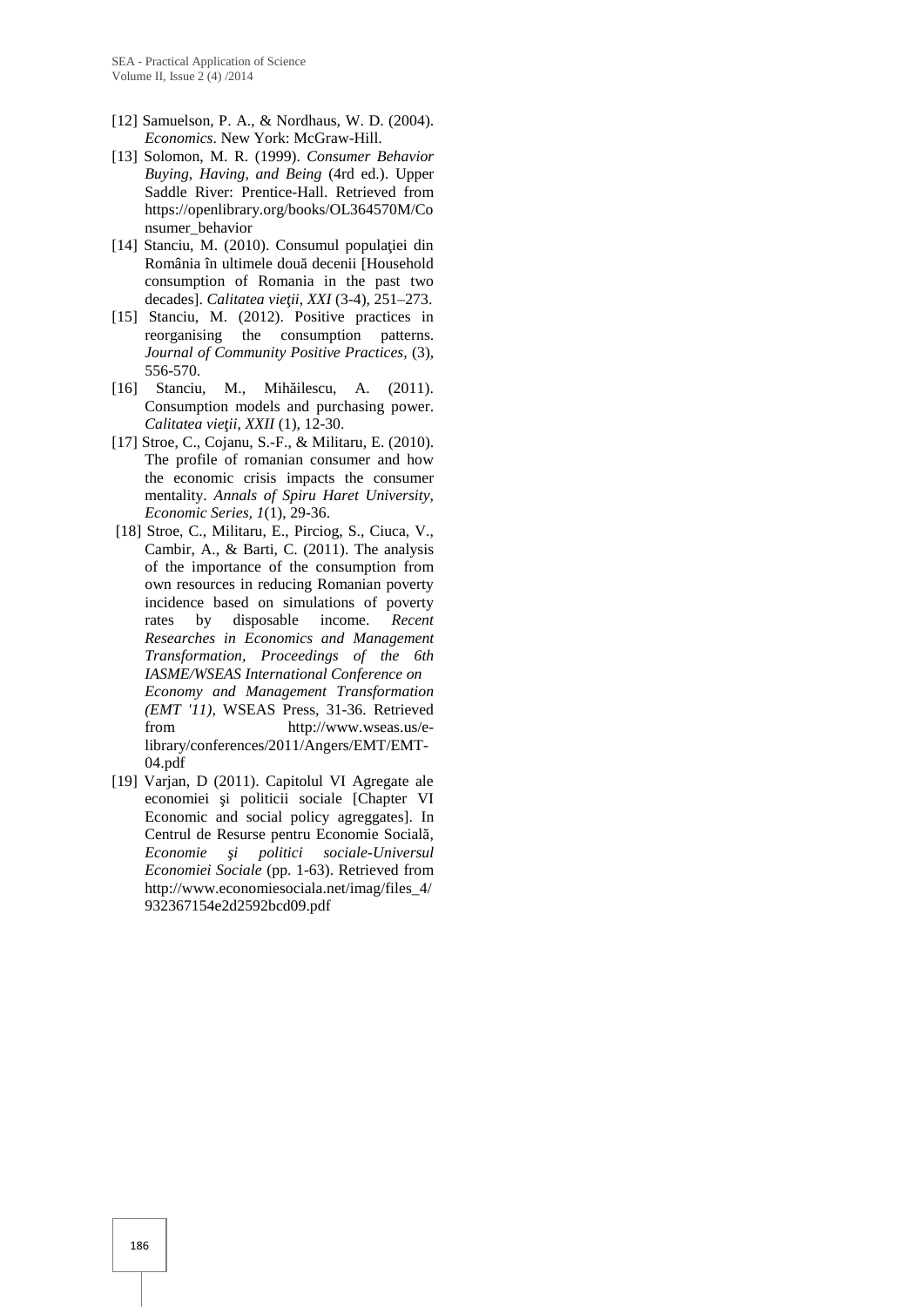[12] Samuelson, P. A., & Nordhaus, W. D. (2004). *Economics*. New York: McGraw-Hill.

[13] Solomon, M. R. (1999). *Consumer Behavior Buying, Having, and Being* (4rd ed.). Upper Saddle River: Prentice-Hall. Retrieved from https://openlibrary.org/books/OL364570M/Consumer_behavior

[14] Stanciu, M. (2010). Consumul populaţiei din România în ultimele două decenii [Household consumption of Romania in the past two decades]. *Calitatea vieţii, XXI* (3-4), 251–273.

[15] Stanciu, M. (2012). Positive practices in reorganising the consumption patterns. *Journal of Community Positive Practices*, (3), 556-570.

[16] Stanciu, M., Mihăilescu, A. (2011). Consumption models and purchasing power. *Calitatea vieţii, XXII* (1), 12-30.

[17] Stroe, C., Cojanu, S.-F., & Militaru, E. (2010). The profile of romanian consumer and how the economic crisis impacts the consumer mentality. *Annals of Spiru Haret University, Economic Series, 1*(1), 29-36.

[18] Stroe, C., Militaru, E., Pirciog, S., Ciuca, V., Cambir, A., & Barti, C. (2011). The analysis of the importance of the consumption from own resources in reducing Romanian poverty incidence based on simulations of poverty rates by disposable income. *Recent Researches in Economics and Management Transformation, Proceedings of the 6th IASME/WSEAS International Conference on Economy and Management Transformation (EMT '11)*, WSEAS Press, 31-36. Retrieved from http://www.wseas.us/e-library/conferences/2011/Angers/EMT/EMT-04.pdf

[19] Varjan, D (2011). Capitolul VI Agregate ale economiei şi politicii sociale [Chapter VI Economic and social policy agreggates]. In Centrul de Resurse pentru Economie Socială, *Economie şi politici sociale-Universul Economiei Sociale* (pp. 1-63). Retrieved from http://www.economiesociala.net/imag/files_4/932367154e2d2592bcd09.pdf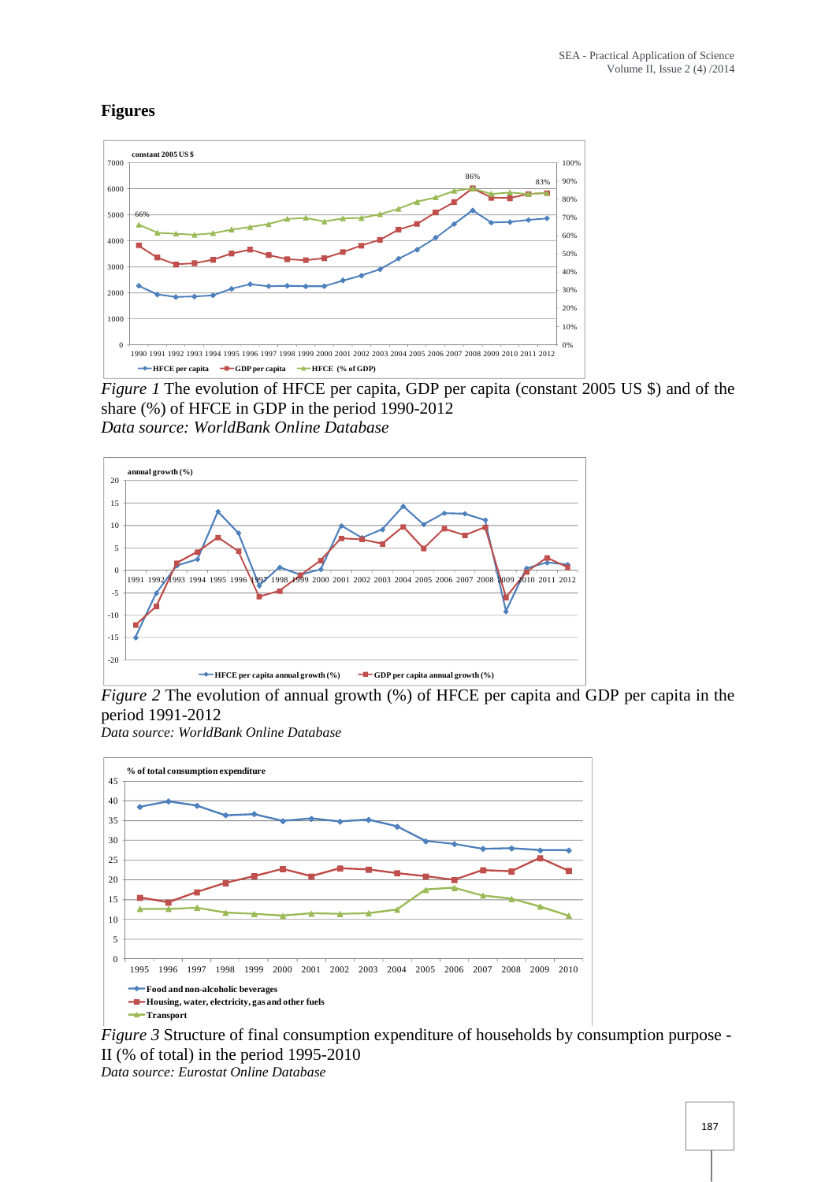## Figures

*Figure 1* The evolution of HFCE per capita, GDP per capita (constant 2005 US $) and of the share (%) of HFCE in GDP in the period 1990-2012
*Data source: WorldBank Online Database*

*Figure 2* The evolution of annual growth (%) of HFCE per capita and GDP per capita in the period 1991-2012
*Data source: WorldBank Online Database*

*Figure 3* Structure of final consumption expenditure of households by consumption purpose - II (% of total) in the period 1995-2010
*Data source: Eurostat Online Database*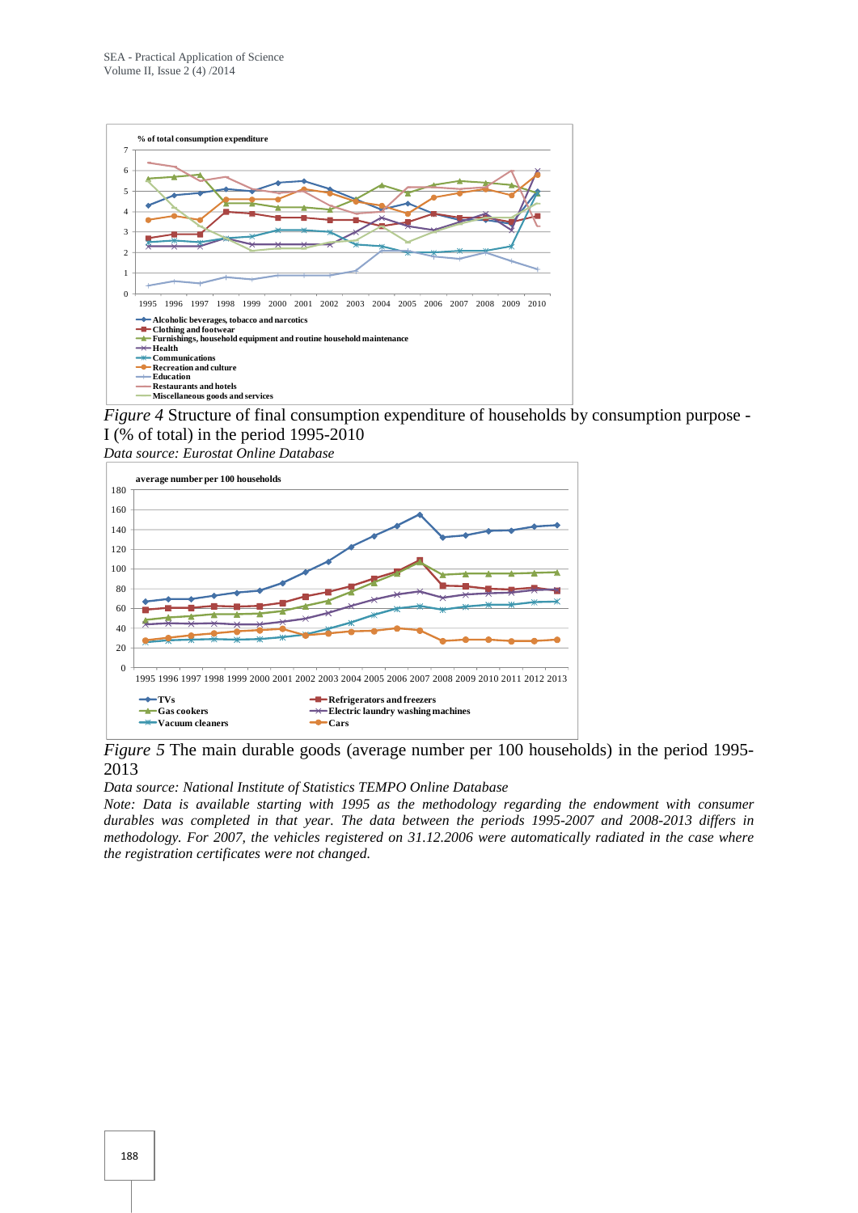% of total consumption expenditure

7
6
5
4
3
2
1
0

1995 1996 1997 1998 1999 2000 2001 2002 2003 2004 2005 2006 2007 2008 2009 2010

Alcoholic beverages, tobacco and narcotics
Clothing and footwear
Furnishings, household equipment and routine household maintenance
Health
Communications
Recreation and culture
Education
Restaurants and hotels
Miscellaneous goods and services

*Figure 4* Structure of final consumption expenditure of households by consumption purpose - I (% of total) in the period 1995-2010

*Data source: Eurostat Online Database*

average number per 100 households

180
160
140
120
100
80
60
40
20
0

1995 1996 1997 1998 1999 2000 2001 2002 2003 2004 2005 2006 2007 2008 2009 2010 2011 2012 2013

TVs
Refrigerators and freezers
Gas cookers
Electric laundry washing machines
Vacuum cleaners
Cars

*Figure 5* The main durable goods (average number per 100 households) in the period 1995-2013

*Data source: National Institute of Statistics TEMPO Online Database*

*Note: Data is available starting with 1995 as the methodology regarding the endowment with consumer durables was completed in that year. The data between the periods 1995-2007 and 2008-2013 differs in methodology. For 2007, the vehicles registered on 31.12.2006 were automatically radiated in the case where the registration certificates were not changed.*